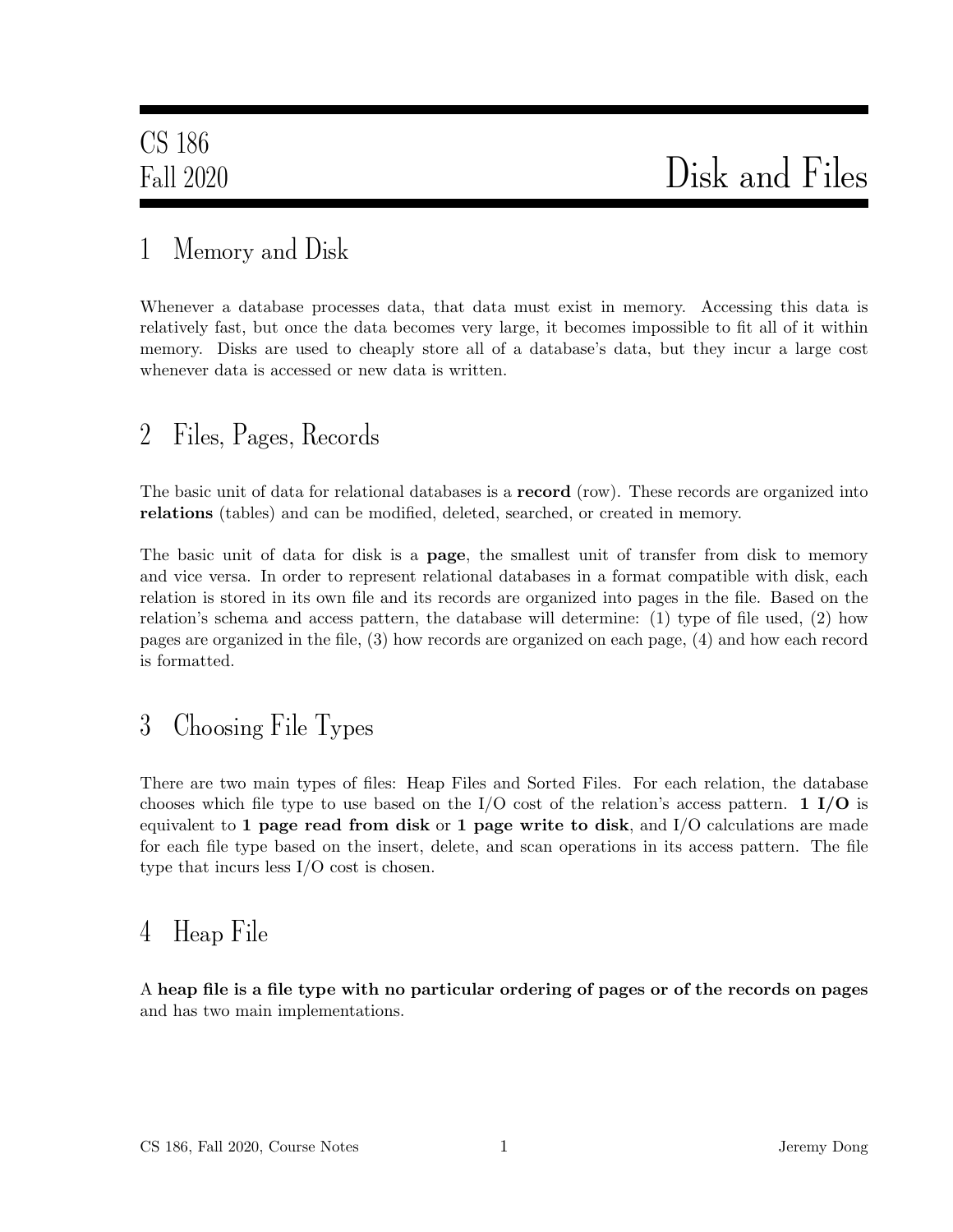# CS 186 Fall 2020 — Disk and Files

## 1 Memory and Disk

Whenever a database processes data, that data must exist in memory. Accessing this data is relatively fast, but once the data becomes very large, it becomes impossible to fit all of it within memory. Disks are used to cheaply store all of a database's data, but they incur a large cost whenever data is accessed or new data is written.

## 2 Files, Pages, Records

The basic unit of data for relational databases is a **record** (row). These records are organized into **relations** (tables) and can be modified, deleted, searched, or created in memory.

The basic unit of data for disk is a **page**, the smallest unit of transfer from disk to memory and vice versa. In order to represent relational databases in a format compatible with disk, each relation is stored in its own file and its records are organized into pages in the file. Based on the relation's schema and access pattern, the database will determine: (1) type of file used, (2) how pages are organized in the file, (3) how records are organized on each page, (4) and how each record is formatted.

## 3 Choosing File Types

There are two main types of files: Heap Files and Sorted Files. For each relation, the database chooses which file type to use based on the I/O cost of the relation's access pattern. **1 I/O** is equivalent to **1 page read from disk** or **1 page write to disk**, and I/O calculations are made for each file type based on the insert, delete, and scan operations in its access pattern. The file type that incurs less I/O cost is chosen.

## 4 Heap File

A **heap file is a file type with no particular ordering of pages or of the records on pages** and has two main implementations.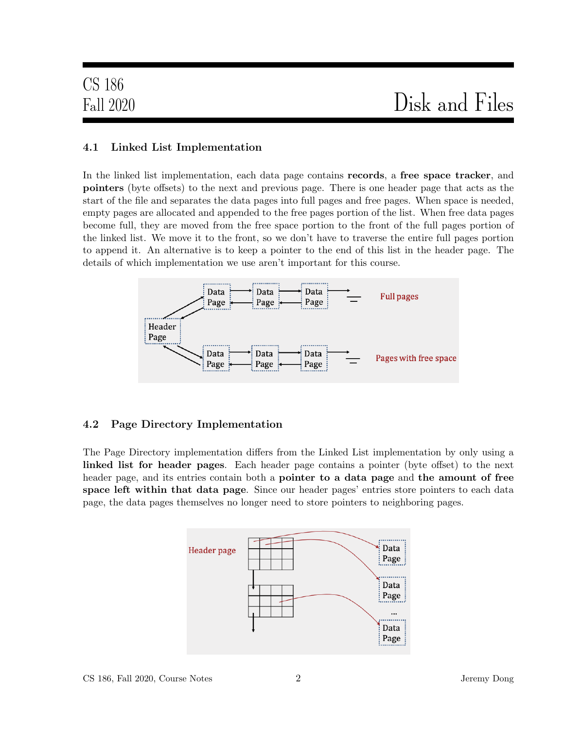### 4.1 Linked List Implementation

In the linked list implementation, each data page contains **records**, a **free space tracker**, and **pointers** (byte offsets) to the next and previous page. There is one header page that acts as the start of the file and separates the data pages into full pages and free pages. When space is needed, empty pages are allocated and appended to the free pages portion of the list. When free data pages become full, they are moved from the free space portion to the front of the full pages portion of the linked list. We move it to the front, so we don't have to traverse the entire full pages portion to append it. An alternative is to keep a pointer to the end of this list in the header page. The details of which implementation we use aren't important for this course.

### 4.2 Page Directory Implementation

The Page Directory implementation differs from the Linked List implementation by only using a **linked list for header pages**. Each header page contains a pointer (byte offset) to the next header page, and its entries contain both a **pointer to a data page** and **the amount of free space left within that data page**. Since our header pages' entries store pointers to each data page, the data pages themselves no longer need to store pointers to neighboring pages.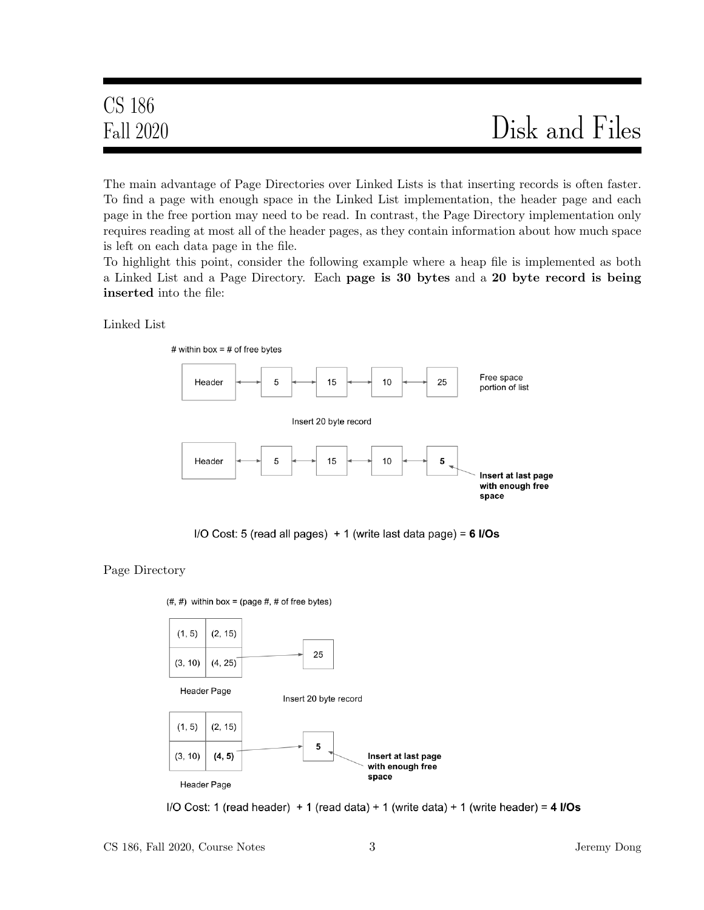The main advantage of Page Directories over Linked Lists is that inserting records is often faster. To find a page with enough space in the Linked List implementation, the header page and each page in the free portion may need to be read. In contrast, the Page Directory implementation only requires reading at most all of the header pages, as they contain information about how much space is left on each data page in the file.

To highlight this point, consider the following example where a heap file is implemented as both a Linked List and a Page Directory. Each **page is 30 bytes** and a **20 byte record is being inserted** into the file:

Linked List

# within box = # of free bytes

Header ↔ 5 ↔ 15 ↔ 10 ↔ 25 — Free space portion of list

Insert 20 byte record

Header ↔ 5 ↔ 15 ↔ 10 ↔ **5** — **Insert at last page with enough free space**

I/O Cost: 5 (read all pages) + 1 (write last data page) = **6 I/Os**

Page Directory

(#, #) within box = (page #, # of free bytes)

| (1, 5) | (2, 15) |
| --- | --- |
| (3, 10) | (4, 25) |

Header Page → 25

Insert 20 byte record

| (1, 5) | (2, 15) |
| --- | --- |
| (3, 10) | **(4, 5)** |

Header Page → 5 — **Insert at last page with enough free space**

I/O Cost: 1 (read header) + **1** (read data) + 1 (write data) + 1 (write header) = **4 I/Os**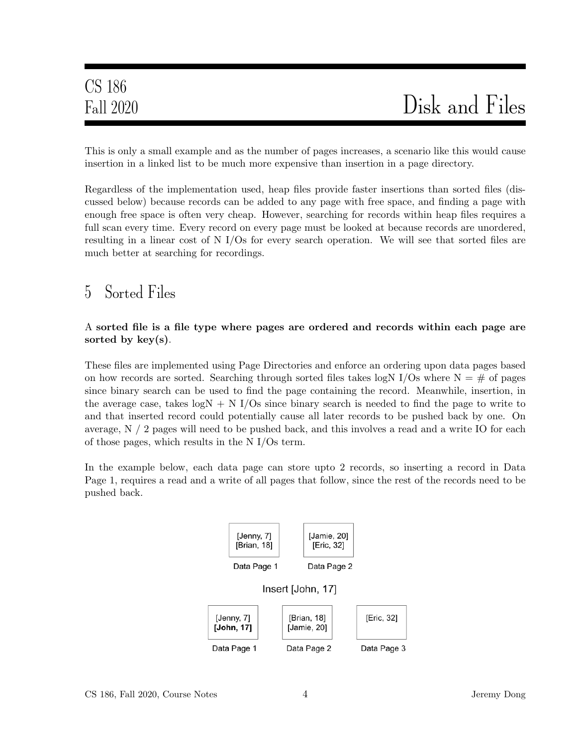This is only a small example and as the number of pages increases, a scenario like this would cause insertion in a linked list to be much more expensive than insertion in a page directory.

Regardless of the implementation used, heap files provide faster insertions than sorted files (discussed below) because records can be added to any page with free space, and finding a page with enough free space is often very cheap. However, searching for records within heap files requires a full scan every time. Every record on every page must be looked at because records are unordered, resulting in a linear cost of N I/Os for every search operation. We will see that sorted files are much better at searching for recordings.

## 5 Sorted Files

A **sorted file is a file type where pages are ordered and records within each page are sorted by key(s)**.

These files are implemented using Page Directories and enforce an ordering upon data pages based on how records are sorted. Searching through sorted files takes logN I/Os where N = # of pages since binary search can be used to find the page containing the record. Meanwhile, insertion, in the average case, takes logN + N I/Os since binary search is needed to find the page to write to and that inserted record could potentially cause all later records to be pushed back by one. On average, N / 2 pages will need to be pushed back, and this involves a read and a write IO for each of those pages, which results in the N I/Os term.

In the example below, each data page can store upto 2 records, so inserting a record in Data Page 1, requires a read and a write of all pages that follow, since the rest of the records need to be pushed back.

| Data Page 1 | Data Page 2 | |
|---|---|---|
| [Jenny, 7] [Brian, 18] | [Jamie, 20] [Eric, 32] | |

Insert [John, 17]

| Data Page 1 | Data Page 2 | Data Page 3 |
|---|---|---|
| [Jenny, 7] **[John, 17]** | [Brian, 18] [Jamie, 20] | [Eric, 32] |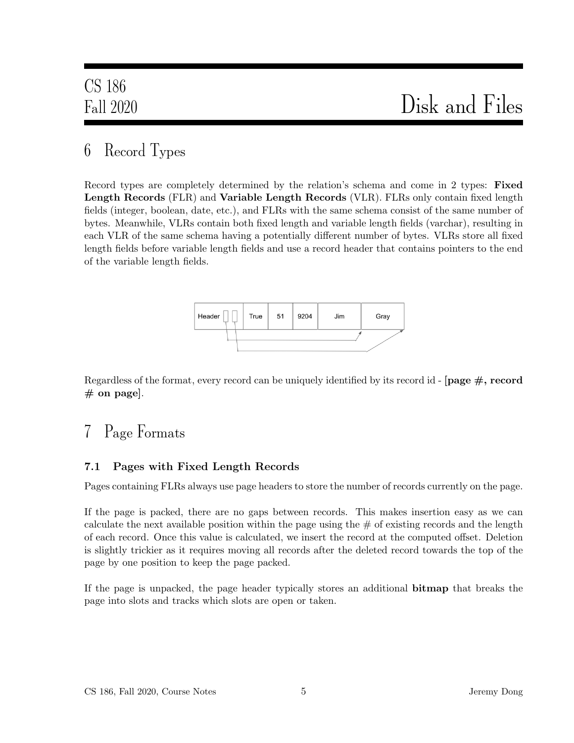# 6 Record Types

Record types are completely determined by the relation's schema and come in 2 types: **Fixed Length Records** (FLR) and **Variable Length Records** (VLR). FLRs only contain fixed length fields (integer, boolean, date, etc.), and FLRs with the same schema consist of the same number of bytes. Meanwhile, VLRs contain both fixed length and variable length fields (varchar), resulting in each VLR of the same schema having a potentially different number of bytes. VLRs store all fixed length fields before variable length fields and use a record header that contains pointers to the end of the variable length fields.

| Header | True | 51 | 9204 | Jim | Gray |
|---|---|---|---|---|---|

Regardless of the format, every record can be uniquely identified by its record id - [**page #, record # on page**].

# 7 Page Formats

## 7.1 Pages with Fixed Length Records

Pages containing FLRs always use page headers to store the number of records currently on the page.

If the page is packed, there are no gaps between records. This makes insertion easy as we can calculate the next available position within the page using the # of existing records and the length of each record. Once this value is calculated, we insert the record at the computed offset. Deletion is slightly trickier as it requires moving all records after the deleted record towards the top of the page by one position to keep the page packed.

If the page is unpacked, the page header typically stores an additional **bitmap** that breaks the page into slots and tracks which slots are open or taken.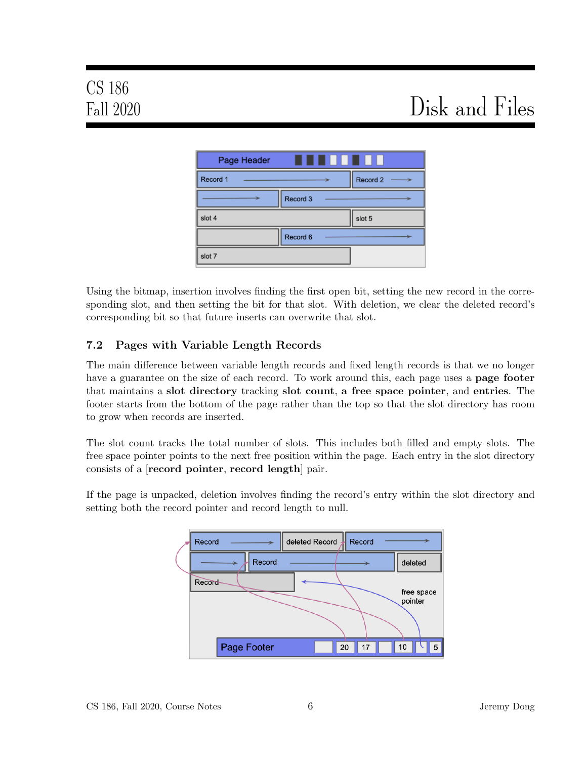Using the bitmap, insertion involves finding the first open bit, setting the new record in the corresponding slot, and then setting the bit for that slot. With deletion, we clear the deleted record's corresponding bit so that future inserts can overwrite that slot.

### 7.2 Pages with Variable Length Records

The main difference between variable length records and fixed length records is that we no longer have a guarantee on the size of each record. To work around this, each page uses a **page footer** that maintains a **slot directory** tracking **slot count**, **a free space pointer**, and **entries**. The footer starts from the bottom of the page rather than the top so that the slot directory has room to grow when records are inserted.

The slot count tracks the total number of slots. This includes both filled and empty slots. The free space pointer points to the next free position within the page. Each entry in the slot directory consists of a [**record pointer**, **record length**] pair.

If the page is unpacked, deletion involves finding the record's entry within the slot directory and setting both the record pointer and record length to null.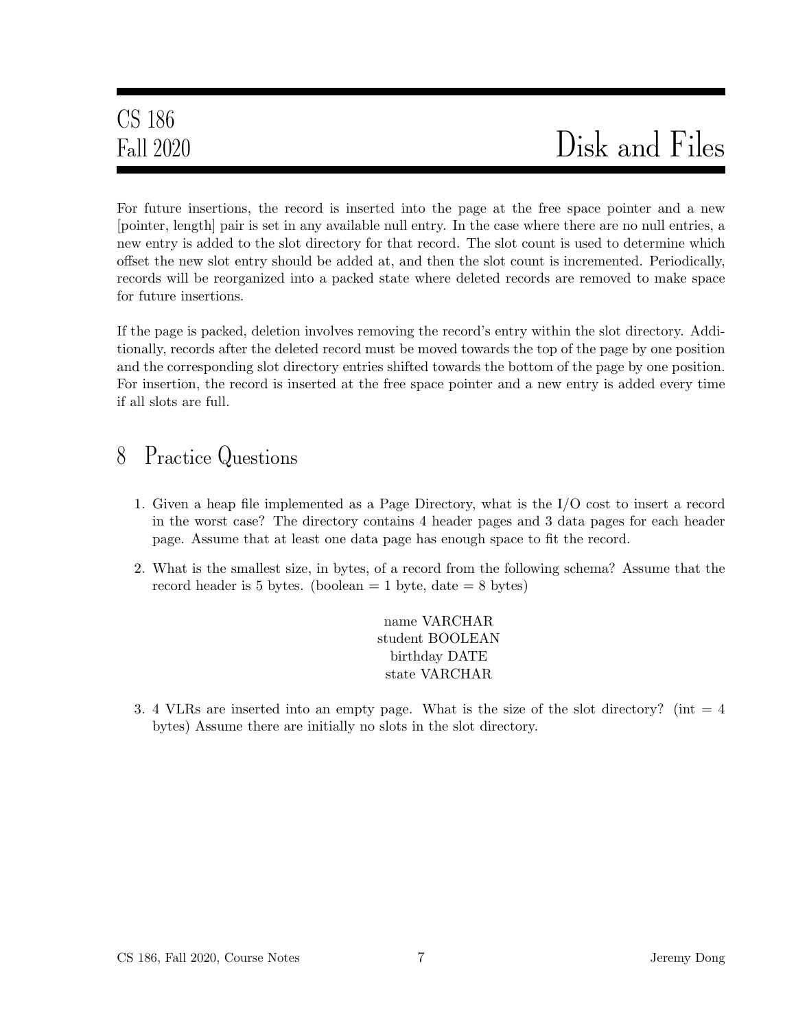For future insertions, the record is inserted into the page at the free space pointer and a new [pointer, length] pair is set in any available null entry. In the case where there are no null entries, a new entry is added to the slot directory for that record. The slot count is used to determine which offset the new slot entry should be added at, and then the slot count is incremented. Periodically, records will be reorganized into a packed state where deleted records are removed to make space for future insertions.

If the page is packed, deletion involves removing the record's entry within the slot directory. Additionally, records after the deleted record must be moved towards the top of the page by one position and the corresponding slot directory entries shifted towards the bottom of the page by one position. For insertion, the record is inserted at the free space pointer and a new entry is added every time if all slots are full.

# 8 Practice Questions

1. Given a heap file implemented as a Page Directory, what is the I/O cost to insert a record in the worst case? The directory contains 4 header pages and 3 data pages for each header page. Assume that at least one data page has enough space to fit the record.

2. What is the smallest size, in bytes, of a record from the following schema? Assume that the record header is 5 bytes. (boolean = 1 byte, date = 8 bytes)

   name VARCHAR
   student BOOLEAN
   birthday DATE
   state VARCHAR

3. 4 VLRs are inserted into an empty page. What is the size of the slot directory? (int = 4 bytes) Assume there are initially no slots in the slot directory.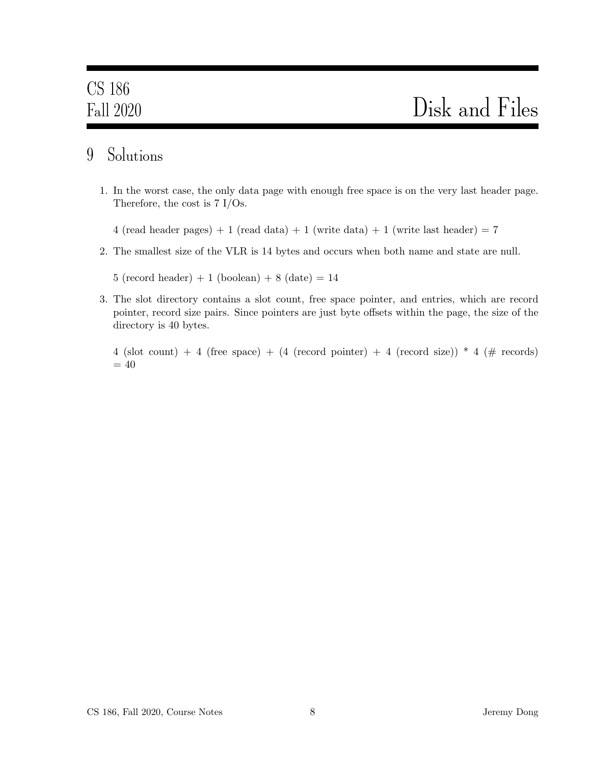# CS 186 Fall 2020 — Disk and Files

## 9 Solutions

1. In the worst case, the only data page with enough free space is on the very last header page. Therefore, the cost is 7 I/Os.

   4 (read header pages) + 1 (read data) + 1 (write data) + 1 (write last header) = 7

2. The smallest size of the VLR is 14 bytes and occurs when both name and state are null.

   5 (record header) + 1 (boolean) + 8 (date) = 14

3. The slot directory contains a slot count, free space pointer, and entries, which are record pointer, record size pairs. Since pointers are just byte offsets within the page, the size of the directory is 40 bytes.

   4 (slot count) + 4 (free space) + (4 (record pointer) + 4 (record size)) * 4 (# records) = 40